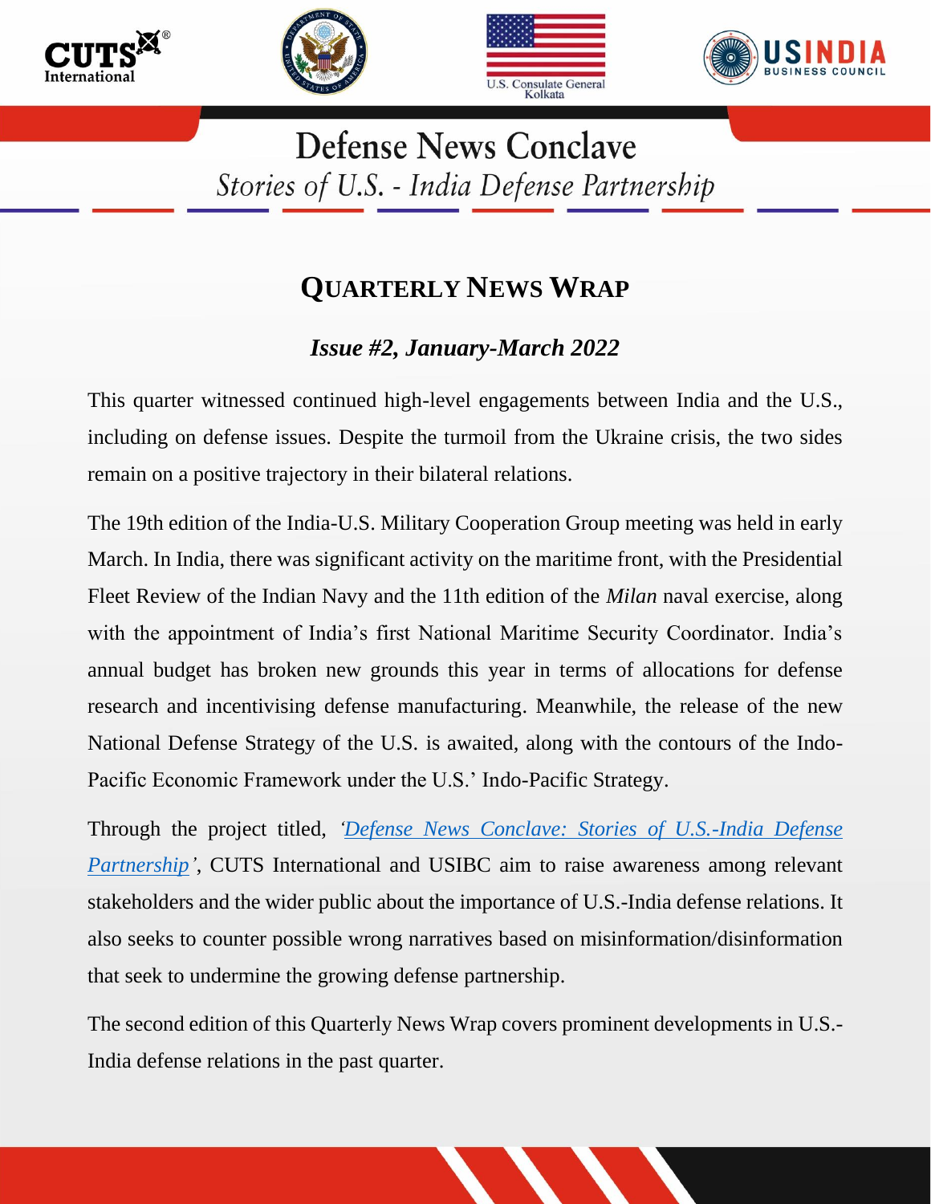# Defense News Conclave

*Stories of U.S. - India Defense Partnership*

## QUARTERLY NEWS WRAP

### *Issue #2, January-March 2022*

This quarter witnessed continued high-level engagements between India and the U.S., including on defense issues. Despite the turmoil from the Ukraine crisis, the two sides remain on a positive trajectory in their bilateral relations.

The 19th edition of the India-U.S. Military Cooperation Group meeting was held in early March. In India, there was significant activity on the maritime front, with the Presidential Fleet Review of the Indian Navy and the 11th edition of the *Milan* naval exercise, along with the appointment of India's first National Maritime Security Coordinator. India's annual budget has broken new grounds this year in terms of allocations for defense research and incentivising defense manufacturing. Meanwhile, the release of the new National Defense Strategy of the U.S. is awaited, along with the contours of the Indo-Pacific Economic Framework under the U.S.' Indo-Pacific Strategy.

Through the project titled, *'Defense News Conclave: Stories of U.S.-India Defense Partnership'*, CUTS International and USIBC aim to raise awareness among relevant stakeholders and the wider public about the importance of U.S.-India defense relations. It also seeks to counter possible wrong narratives based on misinformation/disinformation that seek to undermine the growing defense partnership.

The second edition of this Quarterly News Wrap covers prominent developments in U.S.-India defense relations in the past quarter.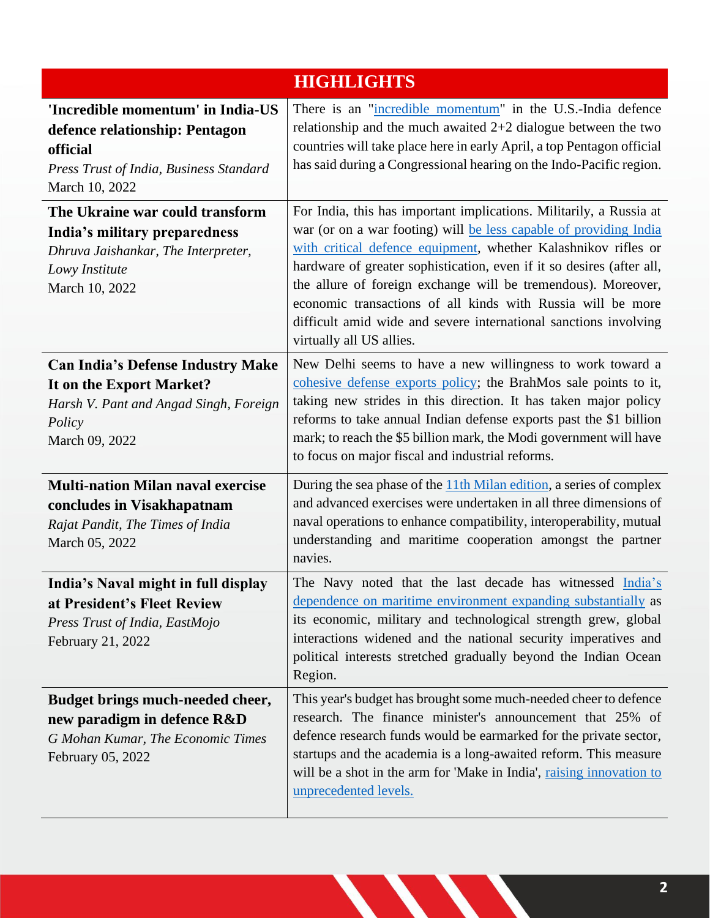## HIGHLIGHTS

| | |
|---|---|
| **'Incredible momentum' in India-US defence relationship: Pentagon official**<br>*Press Trust of India, Business Standard*<br>March 10, 2022 | There is an "incredible momentum" in the U.S.-India defence relationship and the much awaited 2+2 dialogue between the two countries will take place here in early April, a top Pentagon official has said during a Congressional hearing on the Indo-Pacific region. |
| **The Ukraine war could transform India's military preparedness**<br>*Dhruva Jaishankar, The Interpreter, Lowy Institute*<br>March 10, 2022 | For India, this has important implications. Militarily, a Russia at war (or on a war footing) will be less capable of providing India with critical defence equipment, whether Kalashnikov rifles or hardware of greater sophistication, even if it so desires (after all, the allure of foreign exchange will be tremendous). Moreover, economic transactions of all kinds with Russia will be more difficult amid wide and severe international sanctions involving virtually all US allies. |
| **Can India's Defense Industry Make It on the Export Market?**<br>*Harsh V. Pant and Angad Singh, Foreign Policy*<br>March 09, 2022 | New Delhi seems to have a new willingness to work toward a cohesive defense exports policy; the BrahMos sale points to it, taking new strides in this direction. It has taken major policy reforms to take annual Indian defense exports past the $1 billion mark; to reach the $5 billion mark, the Modi government will have to focus on major fiscal and industrial reforms. |
| **Multi-nation Milan naval exercise concludes in Visakhapatnam**<br>*Rajat Pandit, The Times of India*<br>March 05, 2022 | During the sea phase of the 11th Milan edition, a series of complex and advanced exercises were undertaken in all three dimensions of naval operations to enhance compatibility, interoperability, mutual understanding and maritime cooperation amongst the partner navies. |
| **India's Naval might in full display at President's Fleet Review**<br>*Press Trust of India, EastMojo*<br>February 21, 2022 | The Navy noted that the last decade has witnessed India's dependence on maritime environment expanding substantially as its economic, military and technological strength grew, global interactions widened and the national security imperatives and political interests stretched gradually beyond the Indian Ocean Region. |
| **Budget brings much-needed cheer, new paradigm in defence R&D**<br>*G Mohan Kumar, The Economic Times*<br>February 05, 2022 | This year's budget has brought some much-needed cheer to defence research. The finance minister's announcement that 25% of defence research funds would be earmarked for the private sector, startups and the academia is a long-awaited reform. This measure will be a shot in the arm for 'Make in India', raising innovation to unprecedented levels. |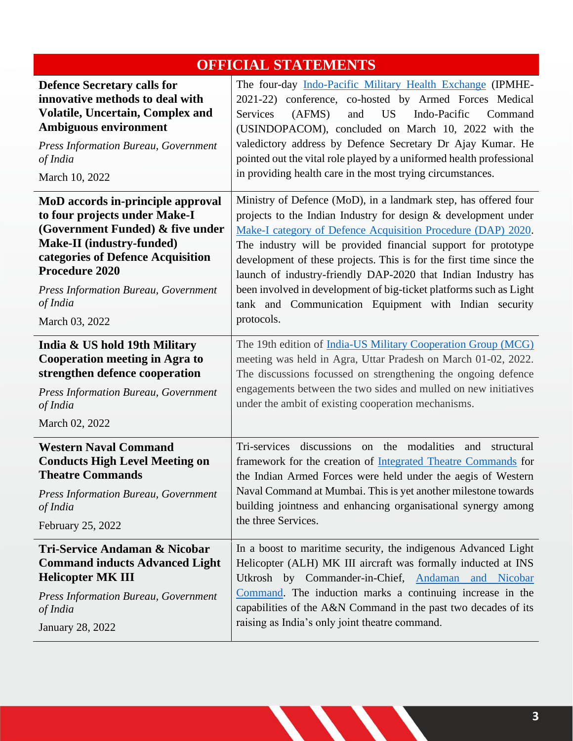## OFFICIAL STATEMENTS

| | |
|---|---|
| **Defence Secretary calls for innovative methods to deal with Volatile, Uncertain, Complex and Ambiguous environment**<br><br>*Press Information Bureau, Government of India*<br><br>March 10, 2022 | The four-day Indo-Pacific Military Health Exchange (IPMHE-2021-22) conference, co-hosted by Armed Forces Medical Services (AFMS) and US Indo-Pacific Command (USINDOPACOM), concluded on March 10, 2022 with the valedictory address by Defence Secretary Dr Ajay Kumar. He pointed out the vital role played by a uniformed health professional in providing health care in the most trying circumstances. |
| **MoD accords in-principle approval to four projects under Make-I (Government Funded) & five under Make-II (industry-funded) categories of Defence Acquisition Procedure 2020**<br><br>*Press Information Bureau, Government of India*<br><br>March 03, 2022 | Ministry of Defence (MoD), in a landmark step, has offered four projects to the Indian Industry for design & development under Make-I category of Defence Acquisition Procedure (DAP) 2020. The industry will be provided financial support for prototype development of these projects. This is for the first time since the launch of industry-friendly DAP-2020 that Indian Industry has been involved in development of big-ticket platforms such as Light tank and Communication Equipment with Indian security protocols. |
| **India & US hold 19th Military Cooperation meeting in Agra to strengthen defence cooperation**<br><br>*Press Information Bureau, Government of India*<br><br>March 02, 2022 | The 19th edition of India-US Military Cooperation Group (MCG) meeting was held in Agra, Uttar Pradesh on March 01-02, 2022. The discussions focussed on strengthening the ongoing defence engagements between the two sides and mulled on new initiatives under the ambit of existing cooperation mechanisms. |
| **Western Naval Command Conducts High Level Meeting on Theatre Commands**<br><br>*Press Information Bureau, Government of India*<br><br>February 25, 2022 | Tri-services discussions on the modalities and structural framework for the creation of Integrated Theatre Commands for the Indian Armed Forces were held under the aegis of Western Naval Command at Mumbai. This is yet another milestone towards building jointness and enhancing organisational synergy among the three Services. |
| **Tri-Service Andaman & Nicobar Command inducts Advanced Light Helicopter MK III**<br><br>*Press Information Bureau, Government of India*<br><br>January 28, 2022 | In a boost to maritime security, the indigenous Advanced Light Helicopter (ALH) MK III aircraft was formally inducted at INS Utkrosh by Commander-in-Chief, Andaman and Nicobar Command. The induction marks a continuing increase in the capabilities of the A&N Command in the past two decades of its raising as India's only joint theatre command. |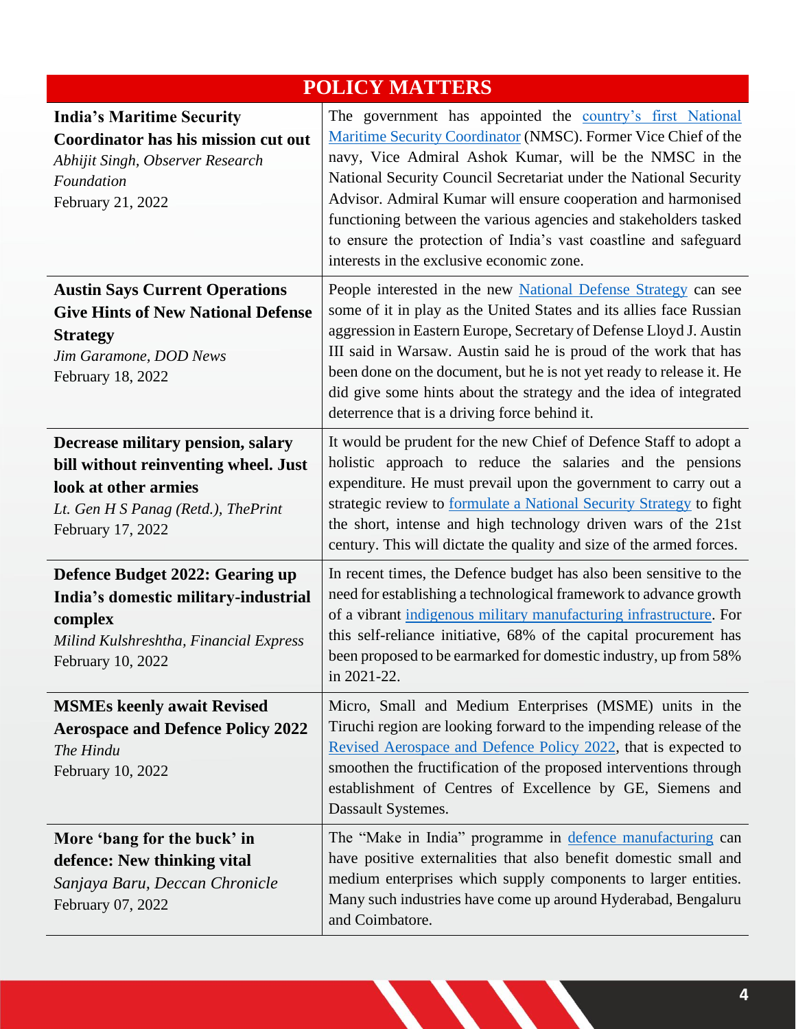# POLICY MATTERS

| | |
|---|---|
| **India's Maritime Security Coordinator has his mission cut out**<br>*Abhijit Singh, Observer Research Foundation*<br>February 21, 2022 | The government has appointed the country's first National Maritime Security Coordinator (NMSC). Former Vice Chief of the navy, Vice Admiral Ashok Kumar, will be the NMSC in the National Security Council Secretariat under the National Security Advisor. Admiral Kumar will ensure cooperation and harmonised functioning between the various agencies and stakeholders tasked to ensure the protection of India's vast coastline and safeguard interests in the exclusive economic zone. |
| **Austin Says Current Operations Give Hints of New National Defense Strategy**<br>*Jim Garamone, DOD News*<br>February 18, 2022 | People interested in the new National Defense Strategy can see some of it in play as the United States and its allies face Russian aggression in Eastern Europe, Secretary of Defense Lloyd J. Austin III said in Warsaw. Austin said he is proud of the work that has been done on the document, but he is not yet ready to release it. He did give some hints about the strategy and the idea of integrated deterrence that is a driving force behind it. |
| **Decrease military pension, salary bill without reinventing wheel. Just look at other armies**<br>*Lt. Gen H S Panag (Retd.), ThePrint*<br>February 17, 2022 | It would be prudent for the new Chief of Defence Staff to adopt a holistic approach to reduce the salaries and the pensions expenditure. He must prevail upon the government to carry out a strategic review to formulate a National Security Strategy to fight the short, intense and high technology driven wars of the 21st century. This will dictate the quality and size of the armed forces. |
| **Defence Budget 2022: Gearing up India's domestic military-industrial complex**<br>*Milind Kulshreshtha, Financial Express*<br>February 10, 2022 | In recent times, the Defence budget has also been sensitive to the need for establishing a technological framework to advance growth of a vibrant indigenous military manufacturing infrastructure. For this self-reliance initiative, 68% of the capital procurement has been proposed to be earmarked for domestic industry, up from 58% in 2021-22. |
| **MSMEs keenly await Revised Aerospace and Defence Policy 2022**<br>*The Hindu*<br>February 10, 2022 | Micro, Small and Medium Enterprises (MSME) units in the Tiruchi region are looking forward to the impending release of the Revised Aerospace and Defence Policy 2022, that is expected to smoothen the fructification of the proposed interventions through establishment of Centres of Excellence by GE, Siemens and Dassault Systemes. |
| **More 'bang for the buck' in defence: New thinking vital**<br>*Sanjaya Baru, Deccan Chronicle*<br>February 07, 2022 | The "Make in India" programme in defence manufacturing can have positive externalities that also benefit domestic small and medium enterprises which supply components to larger entities. Many such industries have come up around Hyderabad, Bengaluru and Coimbatore. |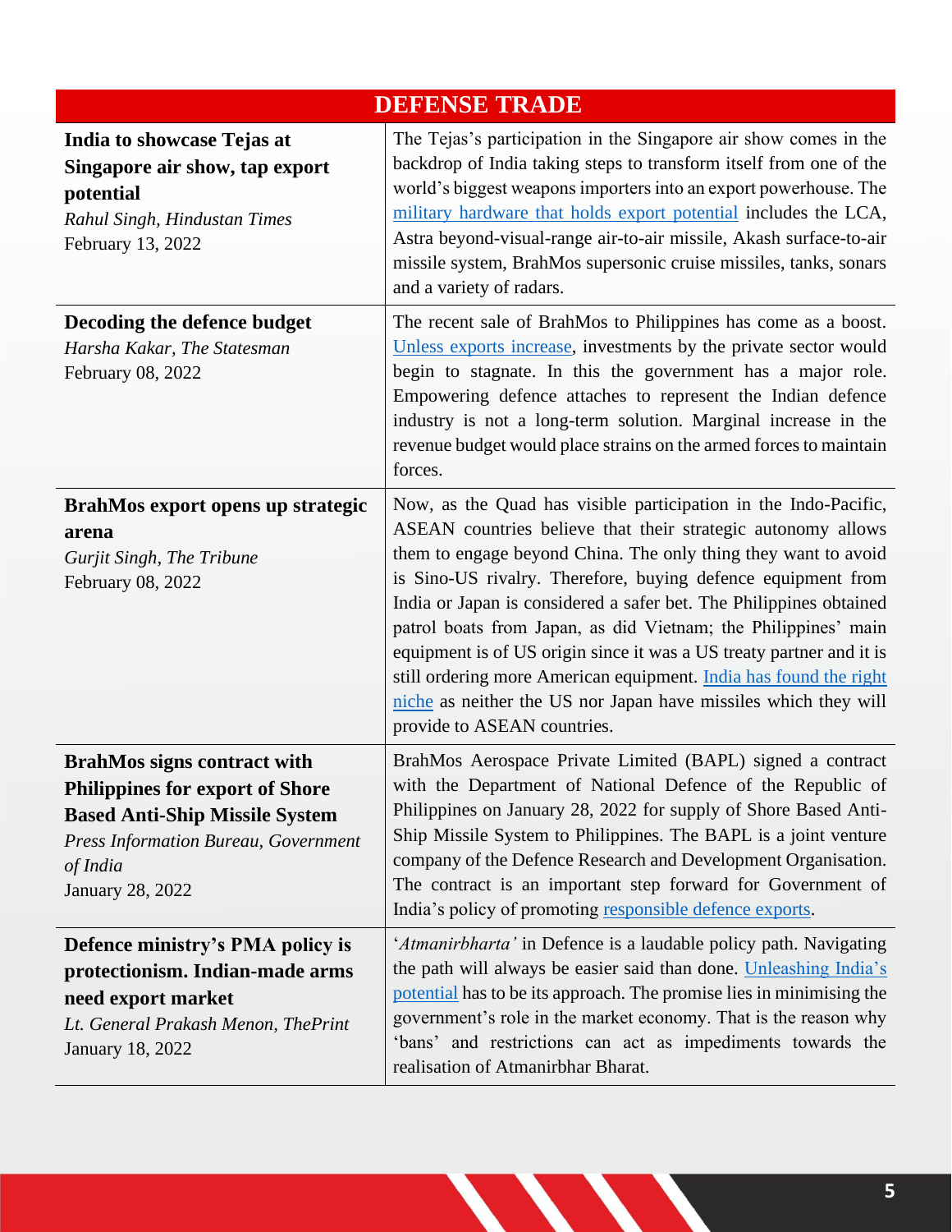| DEFENSE TRADE | |
|---|---|
| **India to showcase Tejas at Singapore air show, tap export potential**<br>*Rahul Singh, Hindustan Times*<br>February 13, 2022 | The Tejas's participation in the Singapore air show comes in the backdrop of India taking steps to transform itself from one of the world's biggest weapons importers into an export powerhouse. The military hardware that holds export potential includes the LCA, Astra beyond-visual-range air-to-air missile, Akash surface-to-air missile system, BrahMos supersonic cruise missiles, tanks, sonars and a variety of radars. |
| **Decoding the defence budget**<br>*Harsha Kakar, The Statesman*<br>February 08, 2022 | The recent sale of BrahMos to Philippines has come as a boost. Unless exports increase, investments by the private sector would begin to stagnate. In this the government has a major role. Empowering defence attaches to represent the Indian defence industry is not a long-term solution. Marginal increase in the revenue budget would place strains on the armed forces to maintain forces. |
| **BrahMos export opens up strategic arena**<br>*Gurjit Singh, The Tribune*<br>February 08, 2022 | Now, as the Quad has visible participation in the Indo-Pacific, ASEAN countries believe that their strategic autonomy allows them to engage beyond China. The only thing they want to avoid is Sino-US rivalry. Therefore, buying defence equipment from India or Japan is considered a safer bet. The Philippines obtained patrol boats from Japan, as did Vietnam; the Philippines' main equipment is of US origin since it was a US treaty partner and it is still ordering more American equipment. India has found the right niche as neither the US nor Japan have missiles which they will provide to ASEAN countries. |
| **BrahMos signs contract with Philippines for export of Shore Based Anti-Ship Missile System**<br>*Press Information Bureau, Government of India*<br>January 28, 2022 | BrahMos Aerospace Private Limited (BAPL) signed a contract with the Department of National Defence of the Republic of Philippines on January 28, 2022 for supply of Shore Based Anti-Ship Missile System to Philippines. The BAPL is a joint venture company of the Defence Research and Development Organisation. The contract is an important step forward for Government of India's policy of promoting responsible defence exports. |
| **Defence ministry's PMA policy is protectionism. Indian-made arms need export market**<br>*Lt. General Prakash Menon, ThePrint*<br>January 18, 2022 | '*Atmanirbharta'* in Defence is a laudable policy path. Navigating the path will always be easier said than done. Unleashing India's potential has to be its approach. The promise lies in minimising the government's role in the market economy. That is the reason why 'bans' and restrictions can act as impediments towards the realisation of Atmanirbhar Bharat. |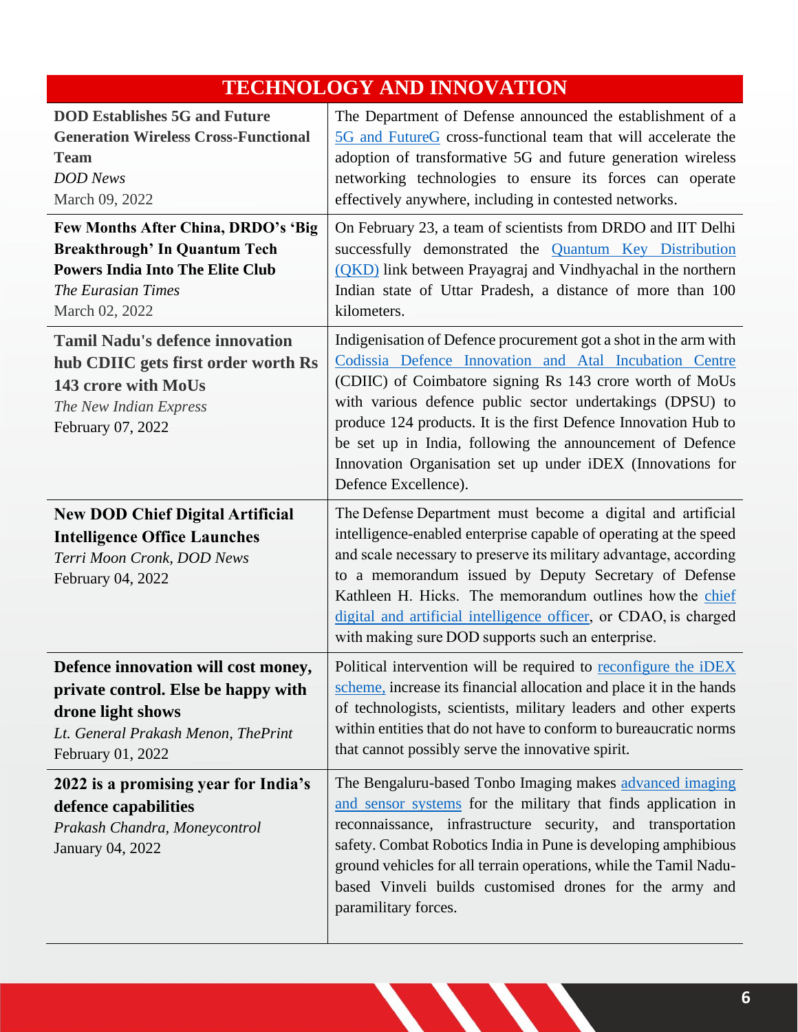| TECHNOLOGY AND INNOVATION | |
|---|---|
| **DOD Establishes 5G and Future Generation Wireless Cross-Functional Team**<br>*DOD News*<br>March 09, 2022 | The Department of Defense announced the establishment of a 5G and FutureG cross-functional team that will accelerate the adoption of transformative 5G and future generation wireless networking technologies to ensure its forces can operate effectively anywhere, including in contested networks. |
| **Few Months After China, DRDO's 'Big Breakthrough' In Quantum Tech Powers India Into The Elite Club**<br>*The Eurasian Times*<br>March 02, 2022 | On February 23, a team of scientists from DRDO and IIT Delhi successfully demonstrated the Quantum Key Distribution (QKD) link between Prayagraj and Vindhyachal in the northern Indian state of Uttar Pradesh, a distance of more than 100 kilometers. |
| **Tamil Nadu's defence innovation hub CDIIC gets first order worth Rs 143 crore with MoUs**<br>*The New Indian Express*<br>February 07, 2022 | Indigenisation of Defence procurement got a shot in the arm with Codissia Defence Innovation and Atal Incubation Centre (CDIIC) of Coimbatore signing Rs 143 crore worth of MoUs with various defence public sector undertakings (DPSU) to produce 124 products. It is the first Defence Innovation Hub to be set up in India, following the announcement of Defence Innovation Organisation set up under iDEX (Innovations for Defence Excellence). |
| **New DOD Chief Digital Artificial Intelligence Office Launches**<br>*Terri Moon Cronk, DOD News*<br>February 04, 2022 | The Defense Department must become a digital and artificial intelligence-enabled enterprise capable of operating at the speed and scale necessary to preserve its military advantage, according to a memorandum issued by Deputy Secretary of Defense Kathleen H. Hicks. The memorandum outlines how the chief digital and artificial intelligence officer, or CDAO, is charged with making sure DOD supports such an enterprise. |
| **Defence innovation will cost money, private control. Else be happy with drone light shows**<br>*Lt. General Prakash Menon, ThePrint*<br>February 01, 2022 | Political intervention will be required to reconfigure the iDEX scheme, increase its financial allocation and place it in the hands of technologists, scientists, military leaders and other experts within entities that do not have to conform to bureaucratic norms that cannot possibly serve the innovative spirit. |
| **2022 is a promising year for India's defence capabilities**<br>*Prakash Chandra, Moneycontrol*<br>January 04, 2022 | The Bengaluru-based Tonbo Imaging makes advanced imaging and sensor systems for the military that finds application in reconnaissance, infrastructure security, and transportation safety. Combat Robotics India in Pune is developing amphibious ground vehicles for all terrain operations, while the Tamil Nadu-based Vinveli builds customised drones for the army and paramilitary forces. |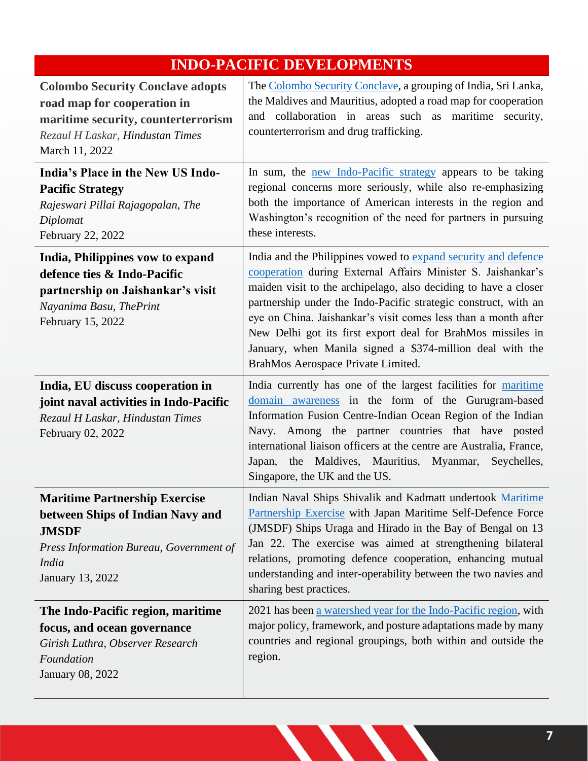| INDO-PACIFIC DEVELOPMENTS | |
|---|---|
| **Colombo Security Conclave adopts road map for cooperation in maritime security, counterterrorism**<br>*Rezaul H Laskar, Hindustan Times*<br>March 11, 2022 | The Colombo Security Conclave, a grouping of India, Sri Lanka, the Maldives and Mauritius, adopted a road map for cooperation and collaboration in areas such as maritime security, counterterrorism and drug trafficking. |
| **India's Place in the New US Indo-Pacific Strategy**<br>*Rajeswari Pillai Rajagopalan, The Diplomat*<br>February 22, 2022 | In sum, the new Indo-Pacific strategy appears to be taking regional concerns more seriously, while also re-emphasizing both the importance of American interests in the region and Washington's recognition of the need for partners in pursuing these interests. |
| **India, Philippines vow to expand defence ties & Indo-Pacific partnership on Jaishankar's visit**<br>*Nayanima Basu, ThePrint*<br>February 15, 2022 | India and the Philippines vowed to expand security and defence cooperation during External Affairs Minister S. Jaishankar's maiden visit to the archipelago, also deciding to have a closer partnership under the Indo-Pacific strategic construct, with an eye on China. Jaishankar's visit comes less than a month after New Delhi got its first export deal for BrahMos missiles in January, when Manila signed a $374-million deal with the BrahMos Aerospace Private Limited. |
| **India, EU discuss cooperation in joint naval activities in Indo-Pacific**<br>*Rezaul H Laskar, Hindustan Times*<br>February 02, 2022 | India currently has one of the largest facilities for maritime domain awareness in the form of the Gurugram-based Information Fusion Centre-Indian Ocean Region of the Indian Navy. Among the partner countries that have posted international liaison officers at the centre are Australia, France, Japan, the Maldives, Mauritius, Myanmar, Seychelles, Singapore, the UK and the US. |
| **Maritime Partnership Exercise between Ships of Indian Navy and JMSDF**<br>*Press Information Bureau, Government of India*<br>January 13, 2022 | Indian Naval Ships Shivalik and Kadmatt undertook Maritime Partnership Exercise with Japan Maritime Self-Defence Force (JMSDF) Ships Uraga and Hirado in the Bay of Bengal on 13 Jan 22. The exercise was aimed at strengthening bilateral relations, promoting defence cooperation, enhancing mutual understanding and inter-operability between the two navies and sharing best practices. |
| **The Indo-Pacific region, maritime focus, and ocean governance**<br>*Girish Luthra, Observer Research Foundation*<br>January 08, 2022 | 2021 has been a watershed year for the Indo-Pacific region, with major policy, framework, and posture adaptations made by many countries and regional groupings, both within and outside the region. |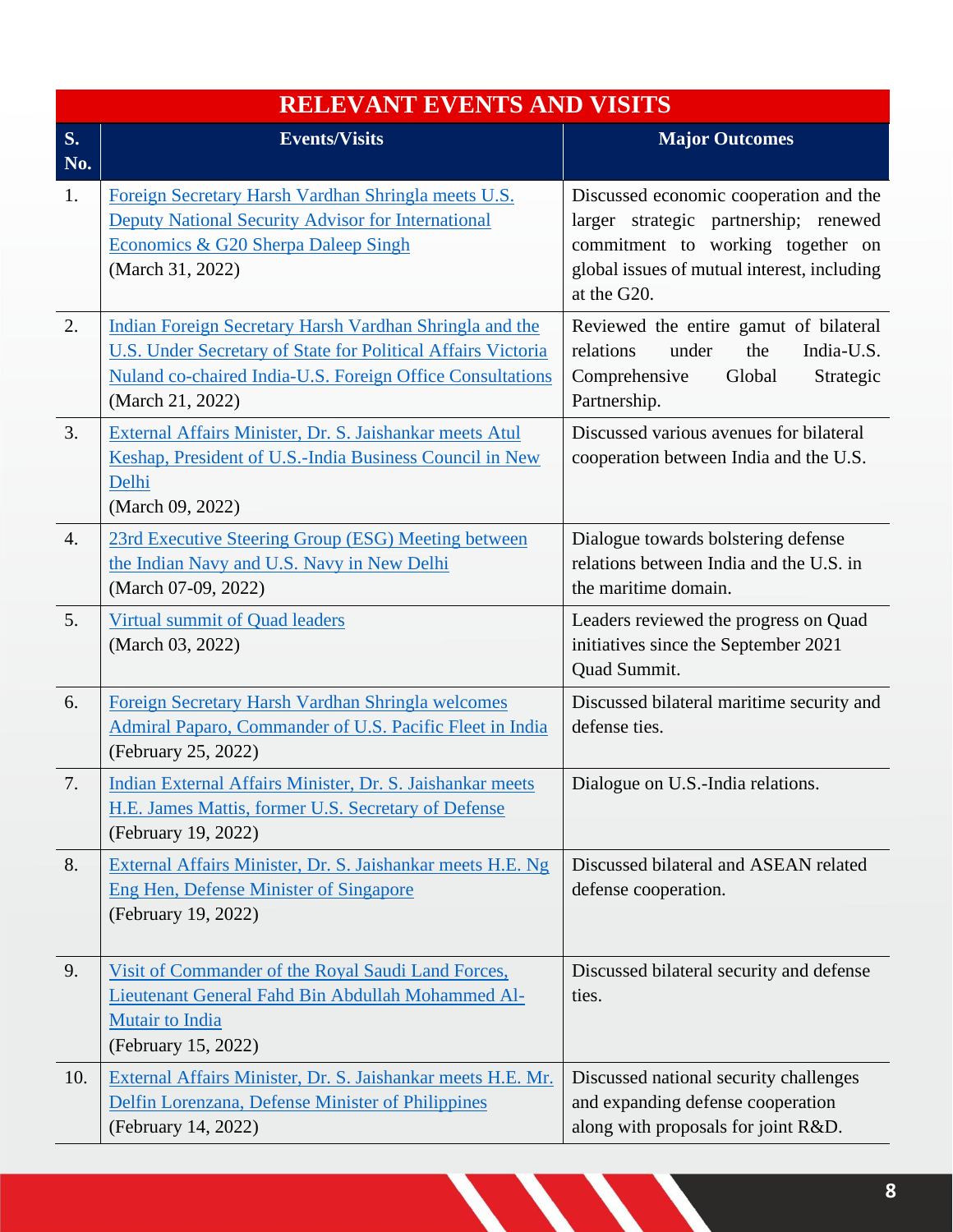## RELEVANT EVENTS AND VISITS

| S. No. | Events/Visits | Major Outcomes |
|---|---|---|
| 1. | Foreign Secretary Harsh Vardhan Shringla meets U.S. Deputy National Security Advisor for International Economics & G20 Sherpa Daleep Singh (March 31, 2022) | Discussed economic cooperation and the larger strategic partnership; renewed commitment to working together on global issues of mutual interest, including at the G20. |
| 2. | Indian Foreign Secretary Harsh Vardhan Shringla and the U.S. Under Secretary of State for Political Affairs Victoria Nuland co-chaired India-U.S. Foreign Office Consultations (March 21, 2022) | Reviewed the entire gamut of bilateral relations under the India-U.S. Comprehensive Global Strategic Partnership. |
| 3. | External Affairs Minister, Dr. S. Jaishankar meets Atul Keshap, President of U.S.-India Business Council in New Delhi (March 09, 2022) | Discussed various avenues for bilateral cooperation between India and the U.S. |
| 4. | 23rd Executive Steering Group (ESG) Meeting between the Indian Navy and U.S. Navy in New Delhi (March 07-09, 2022) | Dialogue towards bolstering defense relations between India and the U.S. in the maritime domain. |
| 5. | Virtual summit of Quad leaders (March 03, 2022) | Leaders reviewed the progress on Quad initiatives since the September 2021 Quad Summit. |
| 6. | Foreign Secretary Harsh Vardhan Shringla welcomes Admiral Paparo, Commander of U.S. Pacific Fleet in India (February 25, 2022) | Discussed bilateral maritime security and defense ties. |
| 7. | Indian External Affairs Minister, Dr. S. Jaishankar meets H.E. James Mattis, former U.S. Secretary of Defense (February 19, 2022) | Dialogue on U.S.-India relations. |
| 8. | External Affairs Minister, Dr. S. Jaishankar meets H.E. Ng Eng Hen, Defense Minister of Singapore (February 19, 2022) | Discussed bilateral and ASEAN related defense cooperation. |
| 9. | Visit of Commander of the Royal Saudi Land Forces, Lieutenant General Fahd Bin Abdullah Mohammed Al-Mutair to India (February 15, 2022) | Discussed bilateral security and defense ties. |
| 10. | External Affairs Minister, Dr. S. Jaishankar meets H.E. Mr. Delfin Lorenzana, Defense Minister of Philippines (February 14, 2022) | Discussed national security challenges and expanding defense cooperation along with proposals for joint R&D. |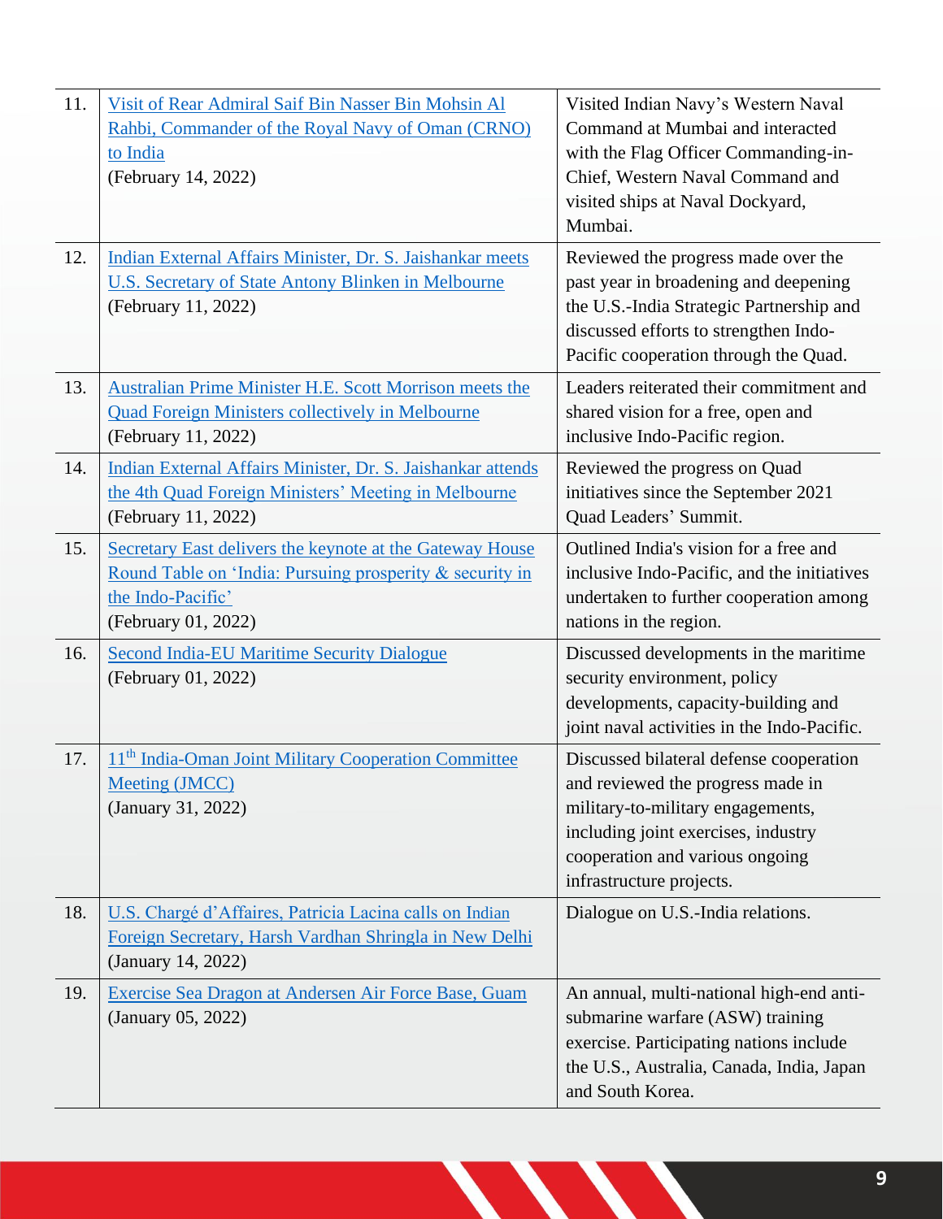| | | |
|---|---|---|
| 11. | Visit of Rear Admiral Saif Bin Nasser Bin Mohsin Al Rahbi, Commander of the Royal Navy of Oman (CRNO) to India (February 14, 2022) | Visited Indian Navy's Western Naval Command at Mumbai and interacted with the Flag Officer Commanding-in-Chief, Western Naval Command and visited ships at Naval Dockyard, Mumbai. |
| 12. | Indian External Affairs Minister, Dr. S. Jaishankar meets U.S. Secretary of State Antony Blinken in Melbourne (February 11, 2022) | Reviewed the progress made over the past year in broadening and deepening the U.S.-India Strategic Partnership and discussed efforts to strengthen Indo-Pacific cooperation through the Quad. |
| 13. | Australian Prime Minister H.E. Scott Morrison meets the Quad Foreign Ministers collectively in Melbourne (February 11, 2022) | Leaders reiterated their commitment and shared vision for a free, open and inclusive Indo-Pacific region. |
| 14. | Indian External Affairs Minister, Dr. S. Jaishankar attends the 4th Quad Foreign Ministers' Meeting in Melbourne (February 11, 2022) | Reviewed the progress on Quad initiatives since the September 2021 Quad Leaders' Summit. |
| 15. | Secretary East delivers the keynote at the Gateway House Round Table on 'India: Pursuing prosperity & security in the Indo-Pacific' (February 01, 2022) | Outlined India's vision for a free and inclusive Indo-Pacific, and the initiatives undertaken to further cooperation among nations in the region. |
| 16. | Second India-EU Maritime Security Dialogue (February 01, 2022) | Discussed developments in the maritime security environment, policy developments, capacity-building and joint naval activities in the Indo-Pacific. |
| 17. | 11th India-Oman Joint Military Cooperation Committee Meeting (JMCC) (January 31, 2022) | Discussed bilateral defense cooperation and reviewed the progress made in military-to-military engagements, including joint exercises, industry cooperation and various ongoing infrastructure projects. |
| 18. | U.S. Chargé d'Affaires, Patricia Lacina calls on Indian Foreign Secretary, Harsh Vardhan Shringla in New Delhi (January 14, 2022) | Dialogue on U.S.-India relations. |
| 19. | Exercise Sea Dragon at Andersen Air Force Base, Guam (January 05, 2022) | An annual, multi-national high-end anti-submarine warfare (ASW) training exercise. Participating nations include the U.S., Australia, Canada, India, Japan and South Korea. |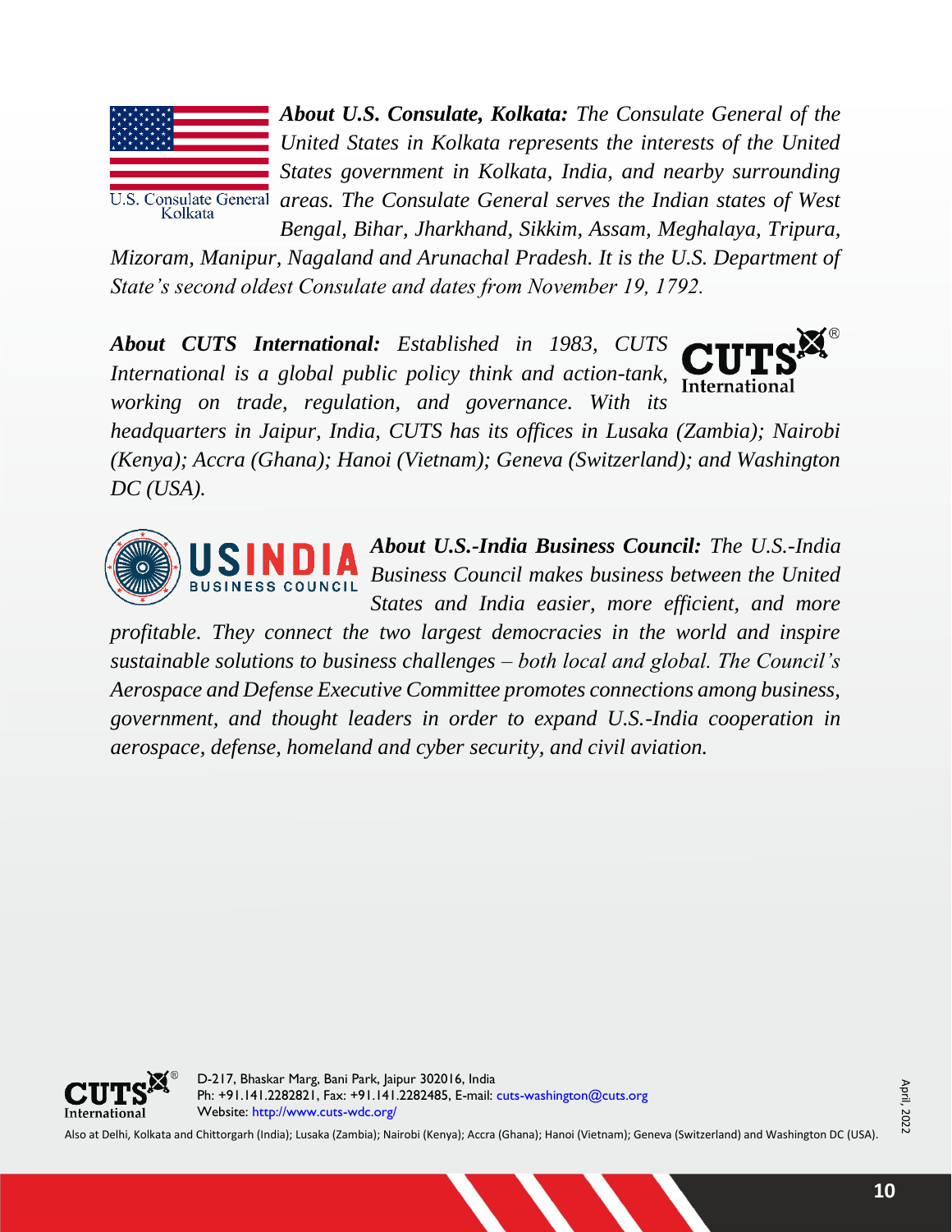***About U.S. Consulate, Kolkata:*** *The Consulate General of the United States in Kolkata represents the interests of the United States government in Kolkata, India, and nearby surrounding areas. The Consulate General serves the Indian states of West Bengal, Bihar, Jharkhand, Sikkim, Assam, Meghalaya, Tripura, Mizoram, Manipur, Nagaland and Arunachal Pradesh. It is the U.S. Department of State's second oldest Consulate and dates from November 19, 1792.*

***About CUTS International:*** *Established in 1983, CUTS International is a global public policy think and action-tank, working on trade, regulation, and governance. With its headquarters in Jaipur, India, CUTS has its offices in Lusaka (Zambia); Nairobi (Kenya); Accra (Ghana); Hanoi (Vietnam); Geneva (Switzerland); and Washington DC (USA).*

***About U.S.-India Business Council:*** *The U.S.-India Business Council makes business between the United States and India easier, more efficient, and more profitable. They connect the two largest democracies in the world and inspire sustainable solutions to business challenges – both local and global. The Council's Aerospace and Defense Executive Committee promotes connections among business, government, and thought leaders in order to expand U.S.-India cooperation in aerospace, defense, homeland and cyber security, and civil aviation.*

D-217, Bhaskar Marg, Bani Park, Jaipur 302016, India
Ph: +91.141.2282821, Fax: +91.141.2282485, E-mail: cuts-washington@cuts.org
Website: http://www.cuts-wdc.org/

Also at Delhi, Kolkata and Chittorgarh (India); Lusaka (Zambia); Nairobi (Kenya); Accra (Ghana); Hanoi (Vietnam); Geneva (Switzerland) and Washington DC (USA).

April, 2022